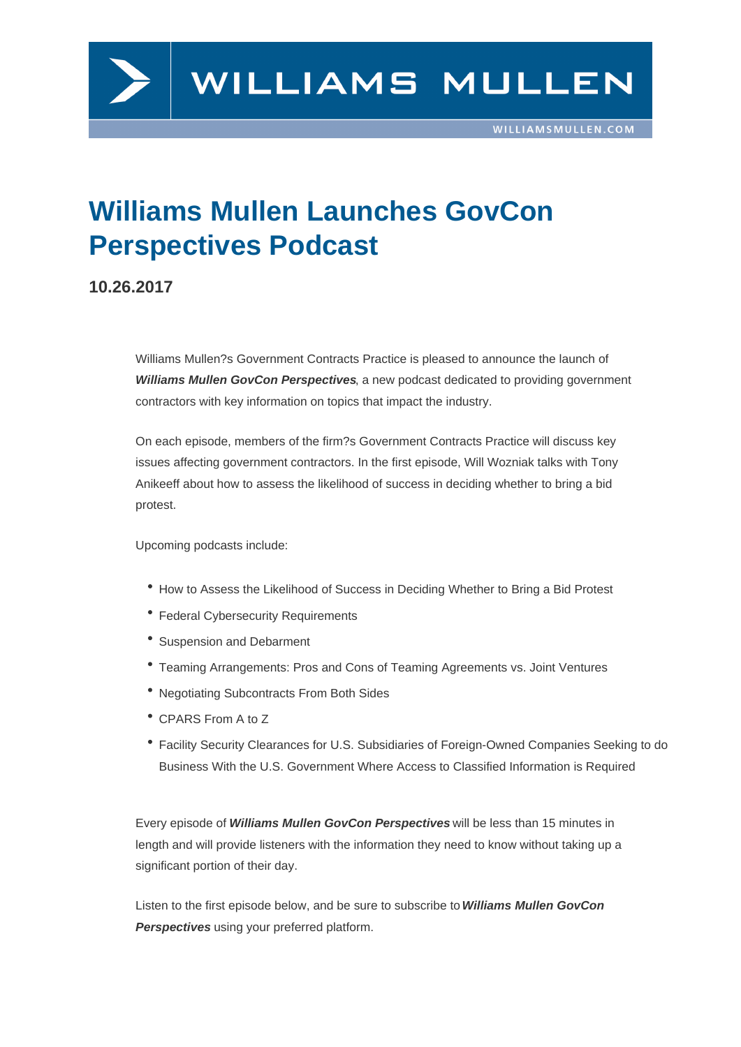# Williams Mullen Launches GovCon Perspectives Podcast

**10.26.2017**

Williams Mullen?s Government Contracts Practice is pleased to announce the launch of ***Williams Mullen GovCon Perspectives***, a new podcast dedicated to providing government contractors with key information on topics that impact the industry.

On each episode, members of the firm?s Government Contracts Practice will discuss key issues affecting government contractors. In the first episode, Will Wozniak talks with Tony Anikeeff about how to assess the likelihood of success in deciding whether to bring a bid protest.

Upcoming podcasts include:

- How to Assess the Likelihood of Success in Deciding Whether to Bring a Bid Protest
- Federal Cybersecurity Requirements
- Suspension and Debarment
- Teaming Arrangements: Pros and Cons of Teaming Agreements vs. Joint Ventures
- Negotiating Subcontracts From Both Sides
- CPARS From A to Z
- Facility Security Clearances for U.S. Subsidiaries of Foreign-Owned Companies Seeking to do Business With the U.S. Government Where Access to Classified Information is Required

Every episode of ***Williams Mullen GovCon Perspectives*** will be less than 15 minutes in length and will provide listeners with the information they need to know without taking up a significant portion of their day.

Listen to the first episode below, and be sure to subscribe to ***Williams Mullen GovCon Perspectives*** using your preferred platform.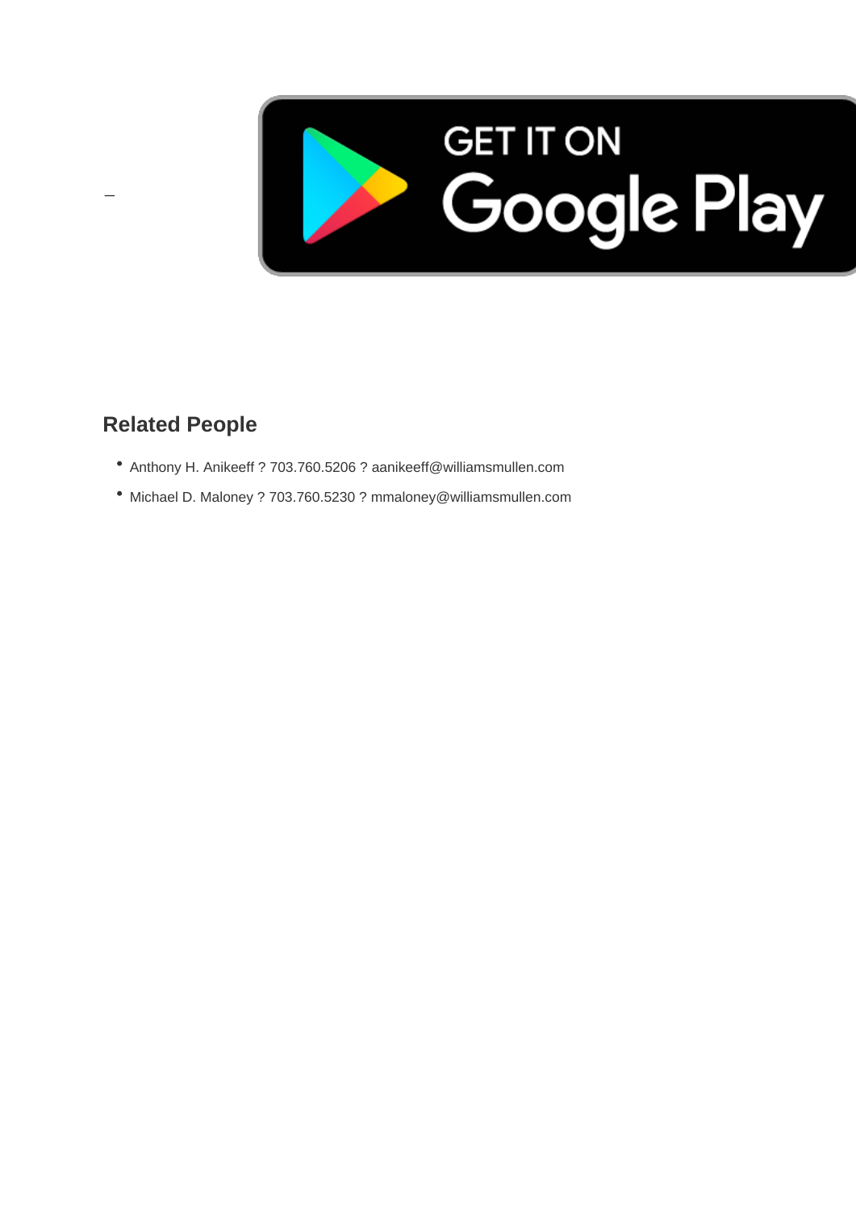## Related People

- Anthony H. Anikeeff ? 703.760.5206 ? aanikeeff@williamsmullen.com
- Michael D. Maloney ? 703.760.5230 ? mmaloney@williamsmullen.com